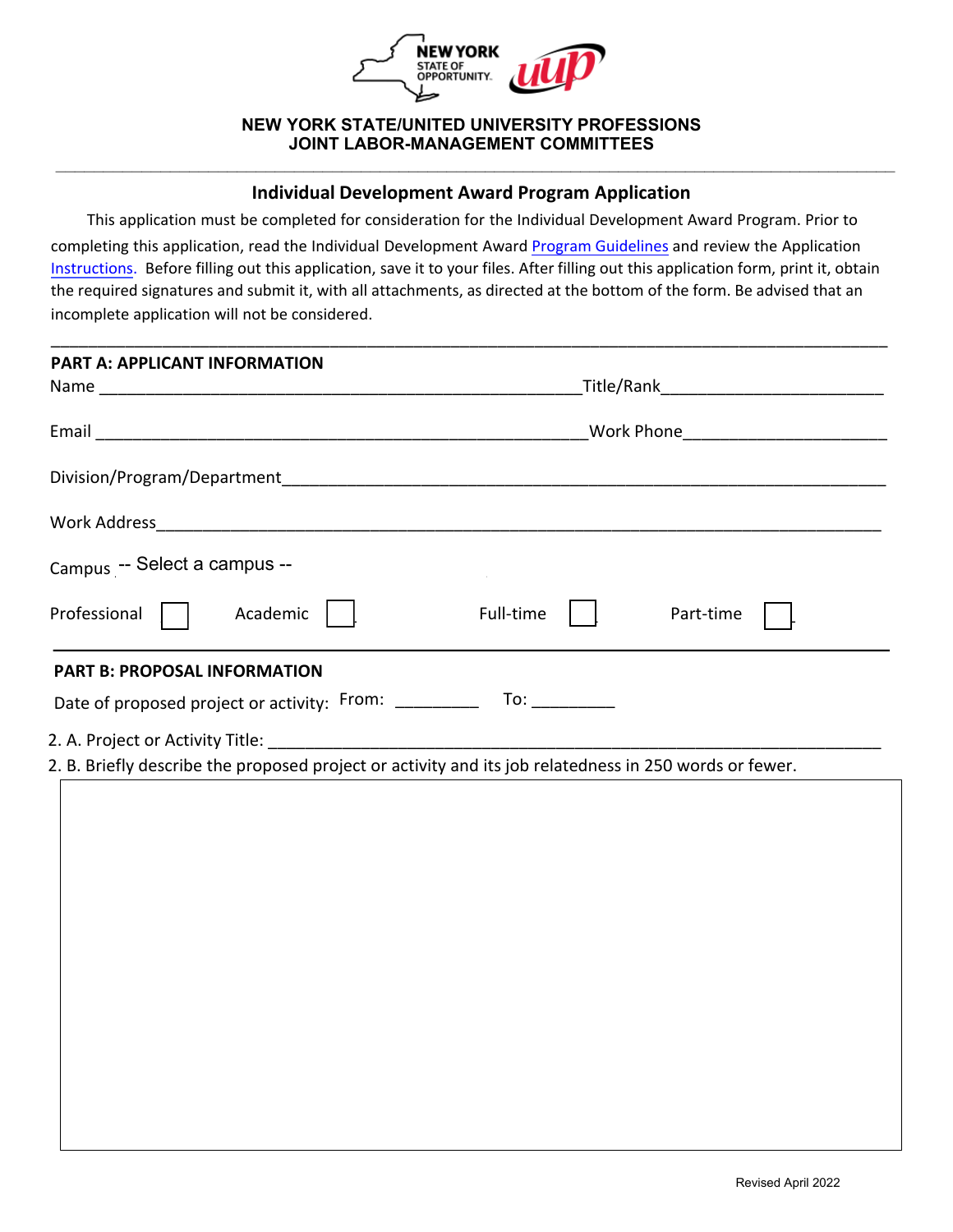# NEW YORK STATE/UNITED UNIVERSITY PROFESSIONS
## JOINT LABOR-MANAGEMENT COMMITTEES

---

### Individual Development Award Program Application

This application must be completed for consideration for the Individual Development Award Program. Prior to completing this application, read the Individual Development Award Program Guidelines and review the Application Instructions. Before filling out this application, save it to your files. After filling out this application form, print it, obtain the required signatures and submit it, with all attachments, as directed at the bottom of the form. Be advised that an incomplete application will not be considered.

---

**PART A: APPLICANT INFORMATION**

Name ______________________________________________ Title/Rank ______________________

Email ______________________________________________ Work Phone ______________________

Division/Program/Department ____________________________________________________________

Work Address ___________________________________________________________________________

Campus -- Select a campus --

Professional ☐ Academic ☐ Full-time ☐ Part-time ☐

---

**PART B: PROPOSAL INFORMATION**

Date of proposed project or activity: From: _________ To: _________

2. A. Project or Activity Title: ____________________________________________________________

2. B. Briefly describe the proposed project or activity and its job relatedness in 250 words or fewer.

Revised April 2022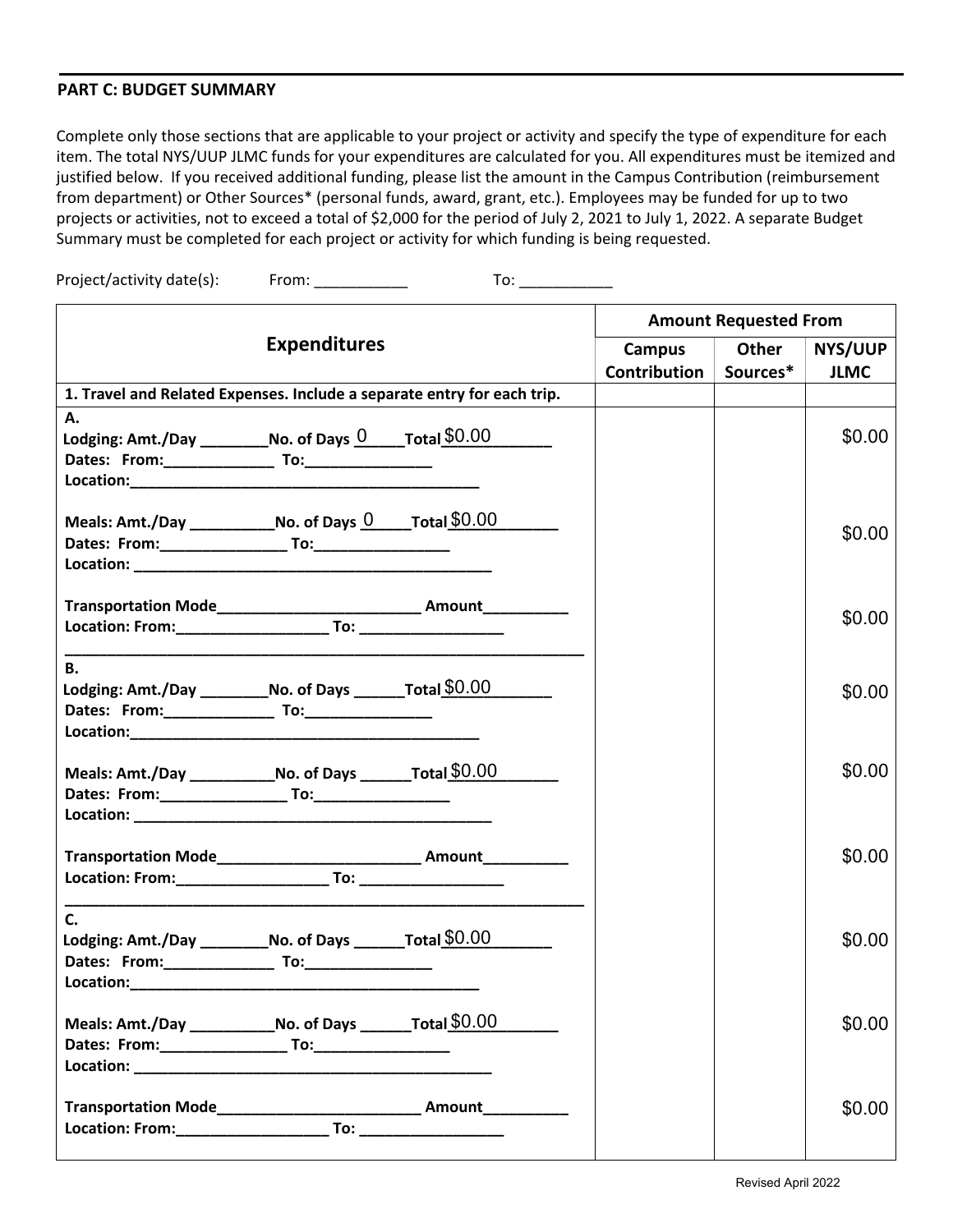## PART C: BUDGET SUMMARY

Complete only those sections that are applicable to your project or activity and specify the type of expenditure for each item. The total NYS/UUP JLMC funds for your expenditures are calculated for you. All expenditures must be itemized and justified below. If you received additional funding, please list the amount in the Campus Contribution (reimbursement from department) or Other Sources* (personal funds, award, grant, etc.). Employees may be funded for up to two projects or activities, not to exceed a total of $2,000 for the period of July 2, 2021 to July 1, 2022. A separate Budget Summary must be completed for each project or activity for which funding is being requested.

Project/activity date(s): From: ___________ To: ___________

| Expenditures | Amount Requested From | | |
|---|---|---|---|
| | Campus Contribution | Other Sources* | NYS/UUP JLMC |
| **1. Travel and Related Expenses. Include a separate entry for each trip.** | | | |
| **A.**<br>**Lodging: Amt./Day ________No. of Days** 0 **Total** $0.00<br>**Dates: From:_____________ To:_______________**<br>**Location:___________________________________________** | | | $0.00 |
| **Meals: Amt./Day __________No. of Days** 0 **Total** $0.00<br>**Dates: From:_______________ To:________________**<br>**Location: ____________________________________________** | | | $0.00 |
| **Transportation Mode________________________ Amount__________**<br>**Location: From:__________________ To: _________________** | | | $0.00 |
| **B.**<br>**Lodging: Amt./Day ________No. of Days ______Total** $0.00<br>**Dates: From:_____________ To:_______________**<br>**Location:___________________________________________** | | | $0.00 |
| **Meals: Amt./Day __________No. of Days ______Total** $0.00<br>**Dates: From:_______________ To:________________**<br>**Location: ____________________________________________** | | | $0.00 |
| **Transportation Mode________________________ Amount__________**<br>**Location: From:__________________ To: _________________** | | | $0.00 |
| **C.**<br>**Lodging: Amt./Day ________No. of Days ______Total** $0.00<br>**Dates: From:_____________ To:_______________**<br>**Location:___________________________________________** | | | $0.00 |
| **Meals: Amt./Day __________No. of Days ______Total** $0.00<br>**Dates: From:_______________ To:________________**<br>**Location: ____________________________________________** | | | $0.00 |
| **Transportation Mode________________________ Amount__________**<br>**Location: From:__________________ To: _________________** | | | $0.00 |

Revised April 2022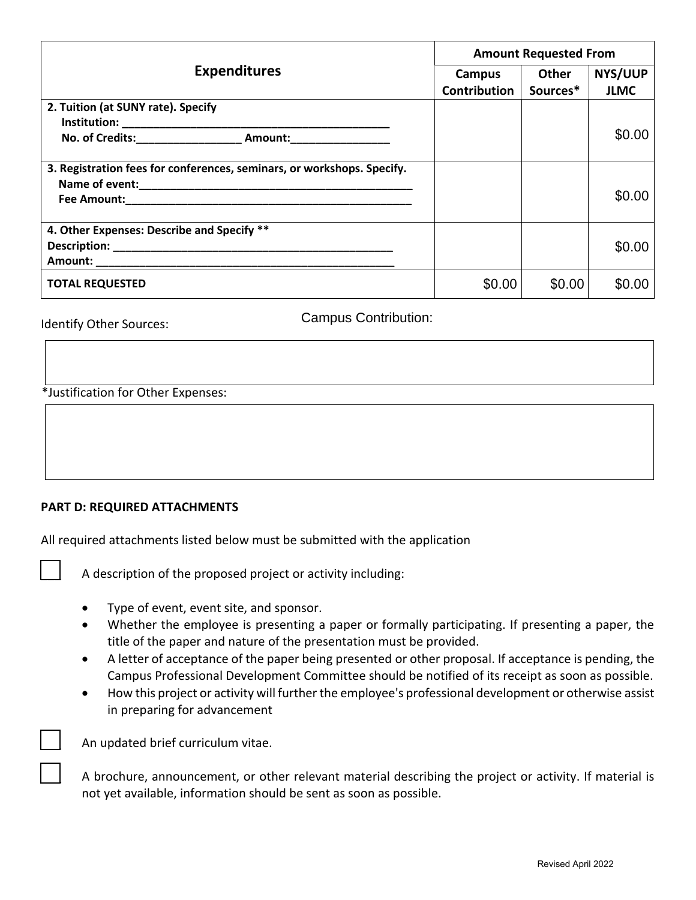| Expenditures | Amount Requested From | | |
|---|---|---|---|
| | Campus Contribution | Other Sources* | NYS/UUP JLMC |
| **2. Tuition (at SUNY rate). Specify**<br>**Institution: \_\_\_\_\_\_\_\_\_\_\_\_\_\_\_\_\_\_\_\_\_\_\_\_\_\_\_\_\_\_\_\_\_\_\_\_\_\_\_\_\_\_\_\_\_\_\_\_**<br>**No. of Credits:\_\_\_\_\_\_\_\_\_\_\_\_\_\_\_\_\_\_ Amount:\_\_\_\_\_\_\_\_\_\_\_\_\_\_\_\_\_\_** | | | $0.00 |
| **3. Registration fees for conferences, seminars, or workshops. Specify.**<br>**Name of event:\_\_\_\_\_\_\_\_\_\_\_\_\_\_\_\_\_\_\_\_\_\_\_\_\_\_\_\_\_\_\_\_\_\_\_\_\_\_\_\_\_\_\_\_\_\_\_\_**<br>**Fee Amount:\_\_\_\_\_\_\_\_\_\_\_\_\_\_\_\_\_\_\_\_\_\_\_\_\_\_\_\_\_\_\_\_\_\_\_\_\_\_\_\_\_\_\_\_\_\_\_\_\_\_** | | | $0.00 |
| **4. Other Expenses: Describe and Specify \*\***<br>**Description: \_\_\_\_\_\_\_\_\_\_\_\_\_\_\_\_\_\_\_\_\_\_\_\_\_\_\_\_\_\_\_\_\_\_\_\_\_\_\_\_\_\_\_\_\_\_\_\_**<br>**Amount: \_\_\_\_\_\_\_\_\_\_\_\_\_\_\_\_\_\_\_\_\_\_\_\_\_\_\_\_\_\_\_\_\_\_\_\_\_\_\_\_\_\_\_\_\_\_\_\_\_\_\_\_** | | | $0.00 |
| **TOTAL REQUESTED** | $0.00 | $0.00 | $0.00 |

Identify Other Sources: Campus Contribution:

*Justification for Other Expenses:

**PART D: REQUIRED ATTACHMENTS**

All required attachments listed below must be submitted with the application

☐ A description of the proposed project or activity including:

- Type of event, event site, and sponsor.
- Whether the employee is presenting a paper or formally participating. If presenting a paper, the title of the paper and nature of the presentation must be provided.
- A letter of acceptance of the paper being presented or other proposal. If acceptance is pending, the Campus Professional Development Committee should be notified of its receipt as soon as possible.
- How this project or activity will further the employee's professional development or otherwise assist in preparing for advancement

☐ An updated brief curriculum vitae.

☐ A brochure, announcement, or other relevant material describing the project or activity. If material is not yet available, information should be sent as soon as possible.

Revised April 2022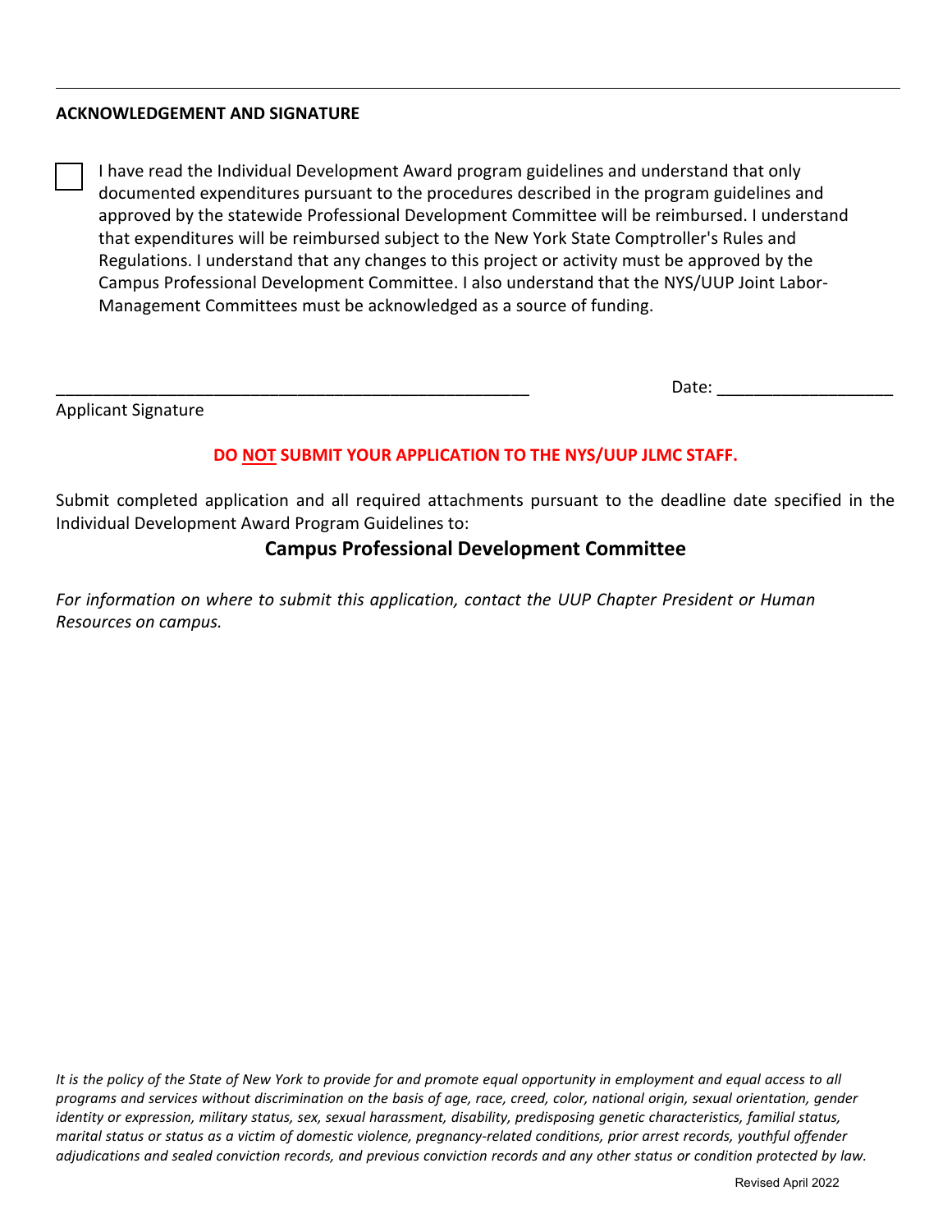**ACKNOWLEDGEMENT AND SIGNATURE**

☐ I have read the Individual Development Award program guidelines and understand that only documented expenditures pursuant to the procedures described in the program guidelines and approved by the statewide Professional Development Committee will be reimbursed. I understand that expenditures will be reimbursed subject to the New York State Comptroller's Rules and Regulations. I understand that any changes to this project or activity must be approved by the Campus Professional Development Committee. I also understand that the NYS/UUP Joint Labor-Management Committees must be acknowledged as a source of funding.

_____________________________________________________ Date: ___________________

Applicant Signature

**DO NOT SUBMIT YOUR APPLICATION TO THE NYS/UUP JLMC STAFF.**

Submit completed application and all required attachments pursuant to the deadline date specified in the Individual Development Award Program Guidelines to:

**Campus Professional Development Committee**

*For information on where to submit this application, contact the UUP Chapter President or Human Resources on campus.*

*It is the policy of the State of New York to provide for and promote equal opportunity in employment and equal access to all programs and services without discrimination on the basis of age, race, creed, color, national origin, sexual orientation, gender identity or expression, military status, sex, sexual harassment, disability, predisposing genetic characteristics, familial status, marital status or status as a victim of domestic violence, pregnancy-related conditions, prior arrest records, youthful offender adjudications and sealed conviction records, and previous conviction records and any other status or condition protected by law.*

Revised April 2022